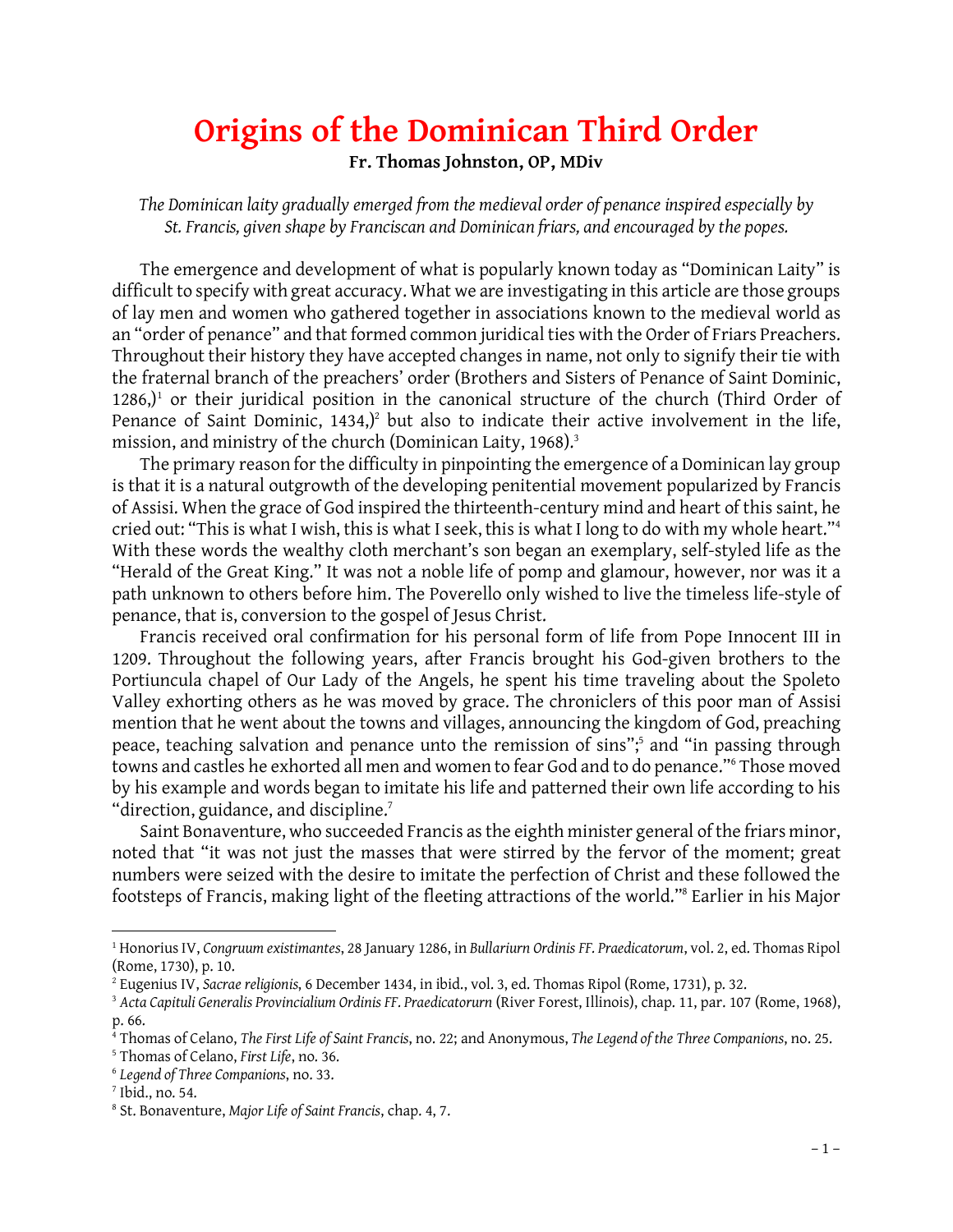// Origins of the Dominican Third Order

# Origins of the Dominican Third Order

**Fr. Thomas Johnston, OP, MDiv**

*The Dominican laity gradually emerged from the medieval order of penance inspired especially by St. Francis, given shape by Franciscan and Dominican friars, and encouraged by the popes.*

The emergence and development of what is popularly known today as "Dominican Laity" is difficult to specify with great accuracy. What we are investigating in this article are those groups of lay men and women who gathered together in associations known to the medieval world as an "order of penance" and that formed common juridical ties with the Order of Friars Preachers. Throughout their history they have accepted changes in name, not only to signify their tie with the fraternal branch of the preachers' order (Brothers and Sisters of Penance of Saint Dominic, 1286,)[1] or their juridical position in the canonical structure of the church (Third Order of Penance of Saint Dominic, 1434,)[2] but also to indicate their active involvement in the life, mission, and ministry of the church (Dominican Laity, 1968).[3]

The primary reason for the difficulty in pinpointing the emergence of a Dominican lay group is that it is a natural outgrowth of the developing penitential movement popularized by Francis of Assisi. When the grace of God inspired the thirteenth-century mind and heart of this saint, he cried out: "This is what I wish, this is what I seek, this is what I long to do with my whole heart."[4] With these words the wealthy cloth merchant's son began an exemplary, self-styled life as the "Herald of the Great King." It was not a noble life of pomp and glamour, however, nor was it a path unknown to others before him. The Poverello only wished to live the timeless life-style of penance, that is, conversion to the gospel of Jesus Christ.

Francis received oral confirmation for his personal form of life from Pope Innocent III in 1209. Throughout the following years, after Francis brought his God-given brothers to the Portiuncula chapel of Our Lady of the Angels, he spent his time traveling about the Spoleto Valley exhorting others as he was moved by grace. The chroniclers of this poor man of Assisi mention that he went about the towns and villages, announcing the kingdom of God, preaching peace, teaching salvation and penance unto the remission of sins";[5] and "in passing through towns and castles he exhorted all men and women to fear God and to do penance."[6] Those moved by his example and words began to imitate his life and patterned their own life according to his "direction, guidance, and discipline.[7]

Saint Bonaventure, who succeeded Francis as the eighth minister general of the friars minor, noted that "it was not just the masses that were stirred by the fervor of the moment; great numbers were seized with the desire to imitate the perfection of Christ and these followed the footsteps of Francis, making light of the fleeting attractions of the world."[8] Earlier in his Major

---

[1] Honorius IV, *Congruum existimantes*, 28 January 1286, in *Bullariurn Ordinis FF. Praedicatorum*, vol. 2, ed. Thomas Ripol (Rome, 1730), p. 10.

[2] Eugenius IV, *Sacrae religionis*, 6 December 1434, in ibid., vol. 3, ed. Thomas Ripol (Rome, 1731), p. 32.

[3] *Acta Capituli Generalis Provincialium Ordinis FF. Praedicatorurn* (River Forest, Illinois), chap. 11, par. 107 (Rome, 1968), p. 66.

[4] Thomas of Celano, *The First Life of Saint Francis*, no. 22; and Anonymous, *The Legend of the Three Companions*, no. 25.

[5] Thomas of Celano, *First Life*, no. 36.

[6] *Legend of Three Companions*, no. 33.

[7] Ibid., no. 54.

[8] St. Bonaventure, *Major Life of Saint Francis*, chap. 4, 7.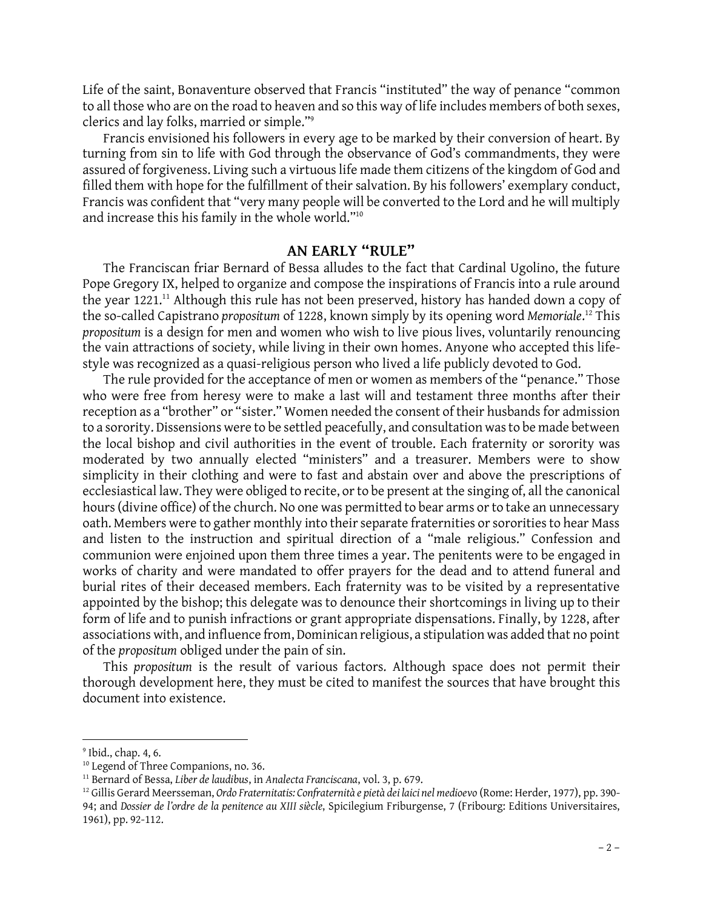Life of the saint, Bonaventure observed that Francis "instituted" the way of penance "common to all those who are on the road to heaven and so this way of life includes members of both sexes, clerics and lay folks, married or simple."[9]

Francis envisioned his followers in every age to be marked by their conversion of heart. By turning from sin to life with God through the observance of God's commandments, they were assured of forgiveness. Living such a virtuous life made them citizens of the kingdom of God and filled them with hope for the fulfillment of their salvation. By his followers' exemplary conduct, Francis was confident that "very many people will be converted to the Lord and he will multiply and increase this his family in the whole world."[10]

## AN EARLY "RULE"

The Franciscan friar Bernard of Bessa alludes to the fact that Cardinal Ugolino, the future Pope Gregory IX, helped to organize and compose the inspirations of Francis into a rule around the year 1221.[11] Although this rule has not been preserved, history has handed down a copy of the so-called Capistrano *propositum* of 1228, known simply by its opening word *Memoriale*.[12] This *propositum* is a design for men and women who wish to live pious lives, voluntarily renouncing the vain attractions of society, while living in their own homes. Anyone who accepted this life-style was recognized as a quasi-religious person who lived a life publicly devoted to God.

The rule provided for the acceptance of men or women as members of the "penance." Those who were free from heresy were to make a last will and testament three months after their reception as a "brother" or "sister." Women needed the consent of their husbands for admission to a sorority. Dissensions were to be settled peacefully, and consultation was to be made between the local bishop and civil authorities in the event of trouble. Each fraternity or sorority was moderated by two annually elected "ministers" and a treasurer. Members were to show simplicity in their clothing and were to fast and abstain over and above the prescriptions of ecclesiastical law. They were obliged to recite, or to be present at the singing of, all the canonical hours (divine office) of the church. No one was permitted to bear arms or to take an unnecessary oath. Members were to gather monthly into their separate fraternities or sororities to hear Mass and listen to the instruction and spiritual direction of a "male religious." Confession and communion were enjoined upon them three times a year. The penitents were to be engaged in works of charity and were mandated to offer prayers for the dead and to attend funeral and burial rites of their deceased members. Each fraternity was to be visited by a representative appointed by the bishop; this delegate was to denounce their shortcomings in living up to their form of life and to punish infractions or grant appropriate dispensations. Finally, by 1228, after associations with, and influence from, Dominican religious, a stipulation was added that no point of the *propositum* obliged under the pain of sin.

This *propositum* is the result of various factors. Although space does not permit their thorough development here, they must be cited to manifest the sources that have brought this document into existence.

---

[9] Ibid., chap. 4, 6.

[10] Legend of Three Companions, no. 36.

[11] Bernard of Bessa, *Liber de laudibus*, in *Analecta Franciscana*, vol. 3, p. 679.

[12] Gillis Gerard Meersseman, *Ordo Fraternitatis: Confraternità e pietà dei laici nel medioevo* (Rome: Herder, 1977), pp. 390-94; and *Dossier de l'ordre de la penitence au XIII siècle*, Spicilegium Friburgense, 7 (Fribourg: Editions Universitaires, 1961), pp. 92-112.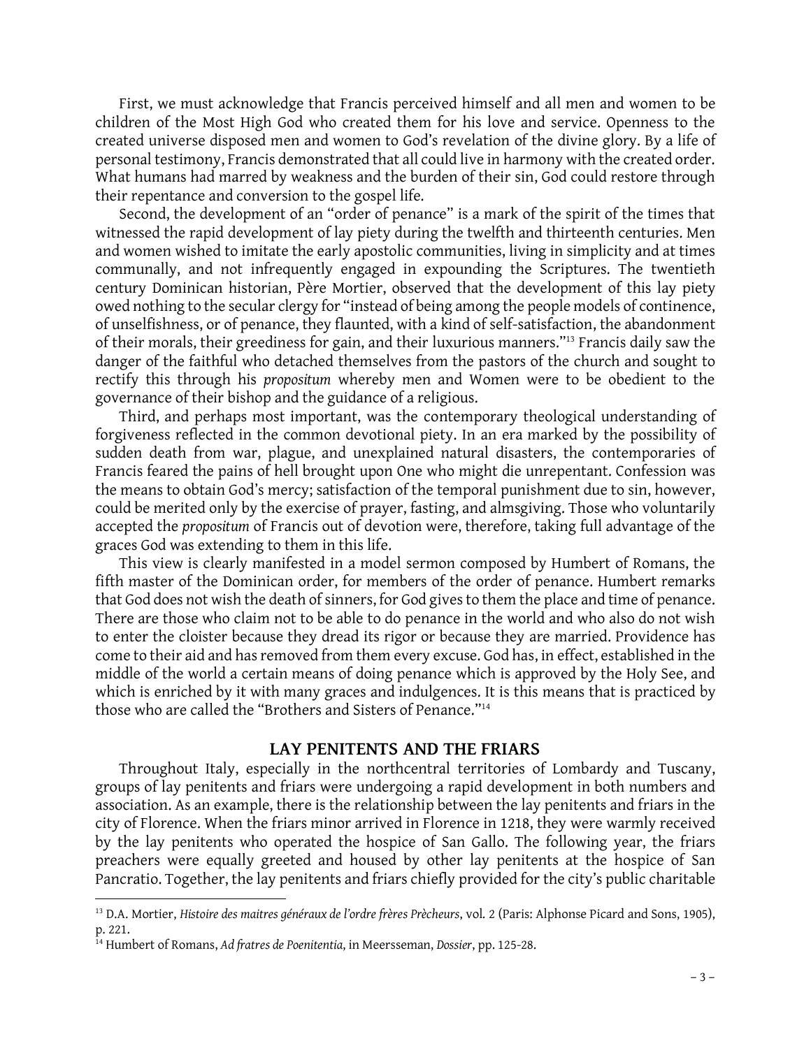First, we must acknowledge that Francis perceived himself and all men and women to be children of the Most High God who created them for his love and service. Openness to the created universe disposed men and women to God's revelation of the divine glory. By a life of personal testimony, Francis demonstrated that all could live in harmony with the created order. What humans had marred by weakness and the burden of their sin, God could restore through their repentance and conversion to the gospel life.

Second, the development of an "order of penance" is a mark of the spirit of the times that witnessed the rapid development of lay piety during the twelfth and thirteenth centuries. Men and women wished to imitate the early apostolic communities, living in simplicity and at times communally, and not infrequently engaged in expounding the Scriptures. The twentieth century Dominican historian, Père Mortier, observed that the development of this lay piety owed nothing to the secular clergy for "instead of being among the people models of continence, of unselfishness, or of penance, they flaunted, with a kind of self-satisfaction, the abandonment of their morals, their greediness for gain, and their luxurious manners."[13] Francis daily saw the danger of the faithful who detached themselves from the pastors of the church and sought to rectify this through his *propositum* whereby men and Women were to be obedient to the governance of their bishop and the guidance of a religious.

Third, and perhaps most important, was the contemporary theological understanding of forgiveness reflected in the common devotional piety. In an era marked by the possibility of sudden death from war, plague, and unexplained natural disasters, the contemporaries of Francis feared the pains of hell brought upon One who might die unrepentant. Confession was the means to obtain God's mercy; satisfaction of the temporal punishment due to sin, however, could be merited only by the exercise of prayer, fasting, and almsgiving. Those who voluntarily accepted the *propositum* of Francis out of devotion were, therefore, taking full advantage of the graces God was extending to them in this life.

This view is clearly manifested in a model sermon composed by Humbert of Romans, the fifth master of the Dominican order, for members of the order of penance. Humbert remarks that God does not wish the death of sinners, for God gives to them the place and time of penance. There are those who claim not to be able to do penance in the world and who also do not wish to enter the cloister because they dread its rigor or because they are married. Providence has come to their aid and has removed from them every excuse. God has, in effect, established in the middle of the world a certain means of doing penance which is approved by the Holy See, and which is enriched by it with many graces and indulgences. It is this means that is practiced by those who are called the "Brothers and Sisters of Penance."[14]

## LAY PENITENTS AND THE FRIARS

Throughout Italy, especially in the northcentral territories of Lombardy and Tuscany, groups of lay penitents and friars were undergoing a rapid development in both numbers and association. As an example, there is the relationship between the lay penitents and friars in the city of Florence. When the friars minor arrived in Florence in 1218, they were warmly received by the lay penitents who operated the hospice of San Gallo. The following year, the friars preachers were equally greeted and housed by other lay penitents at the hospice of San Pancratio. Together, the lay penitents and friars chiefly provided for the city's public charitable

---

[13] D.A. Mortier, *Histoire des maitres généraux de l'ordre frères Prècheurs*, vol. 2 (Paris: Alphonse Picard and Sons, 1905), p. 221.

[14] Humbert of Romans, *Ad fratres de Poenitentia*, in Meerssseman, *Dossier*, pp. 125-28.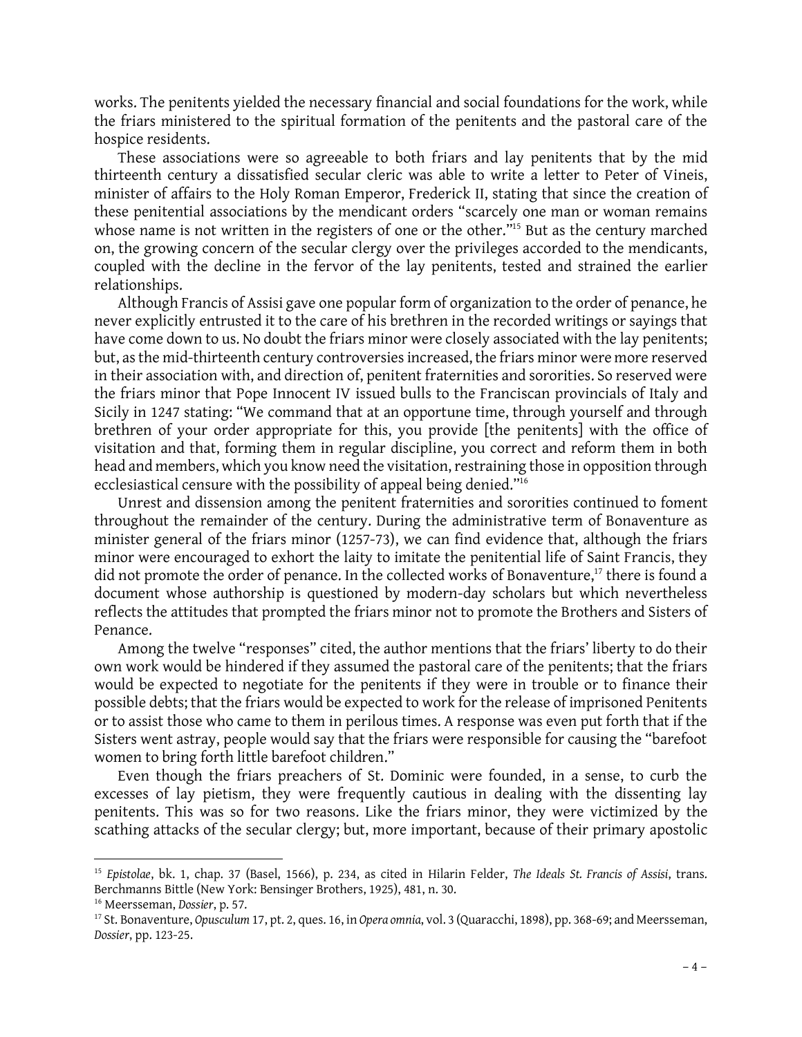works. The penitents yielded the necessary financial and social foundations for the work, while the friars ministered to the spiritual formation of the penitents and the pastoral care of the hospice residents.

These associations were so agreeable to both friars and lay penitents that by the mid thirteenth century a dissatisfied secular cleric was able to write a letter to Peter of Vineis, minister of affairs to the Holy Roman Emperor, Frederick II, stating that since the creation of these penitential associations by the mendicant orders "scarcely one man or woman remains whose name is not written in the registers of one or the other."[15] But as the century marched on, the growing concern of the secular clergy over the privileges accorded to the mendicants, coupled with the decline in the fervor of the lay penitents, tested and strained the earlier relationships.

Although Francis of Assisi gave one popular form of organization to the order of penance, he never explicitly entrusted it to the care of his brethren in the recorded writings or sayings that have come down to us. No doubt the friars minor were closely associated with the lay penitents; but, as the mid-thirteenth century controversies increased, the friars minor were more reserved in their association with, and direction of, penitent fraternities and sororities. So reserved were the friars minor that Pope Innocent IV issued bulls to the Franciscan provincials of Italy and Sicily in 1247 stating: "We command that at an opportune time, through yourself and through brethren of your order appropriate for this, you provide [the penitents] with the office of visitation and that, forming them in regular discipline, you correct and reform them in both head and members, which you know need the visitation, restraining those in opposition through ecclesiastical censure with the possibility of appeal being denied."[16]

Unrest and dissension among the penitent fraternities and sororities continued to foment throughout the remainder of the century. During the administrative term of Bonaventure as minister general of the friars minor (1257-73), we can find evidence that, although the friars minor were encouraged to exhort the laity to imitate the penitential life of Saint Francis, they did not promote the order of penance. In the collected works of Bonaventure,[17] there is found a document whose authorship is questioned by modern-day scholars but which nevertheless reflects the attitudes that prompted the friars minor not to promote the Brothers and Sisters of Penance.

Among the twelve "responses" cited, the author mentions that the friars' liberty to do their own work would be hindered if they assumed the pastoral care of the penitents; that the friars would be expected to negotiate for the penitents if they were in trouble or to finance their possible debts; that the friars would be expected to work for the release of imprisoned Penitents or to assist those who came to them in perilous times. A response was even put forth that if the Sisters went astray, people would say that the friars were responsible for causing the "barefoot women to bring forth little barefoot children."

Even though the friars preachers of St. Dominic were founded, in a sense, to curb the excesses of lay pietism, they were frequently cautious in dealing with the dissenting lay penitents. This was so for two reasons. Like the friars minor, they were victimized by the scathing attacks of the secular clergy; but, more important, because of their primary apostolic

---

[15] *Epistolae*, bk. 1, chap. 37 (Basel, 1566), p. 234, as cited in Hilarin Felder, *The Ideals St. Francis of Assisi*, trans. Berchmanns Bittle (New York: Bensinger Brothers, 1925), 481, n. 30.

[16] Meersseman, *Dossier*, p. 57.

[17] St. Bonaventure, *Opusculum* 17, pt. 2, ques. 16, in *Opera omnia*, vol. 3 (Quaracchi, 1898), pp. 368-69; and Meersseman, *Dossier*, pp. 123-25.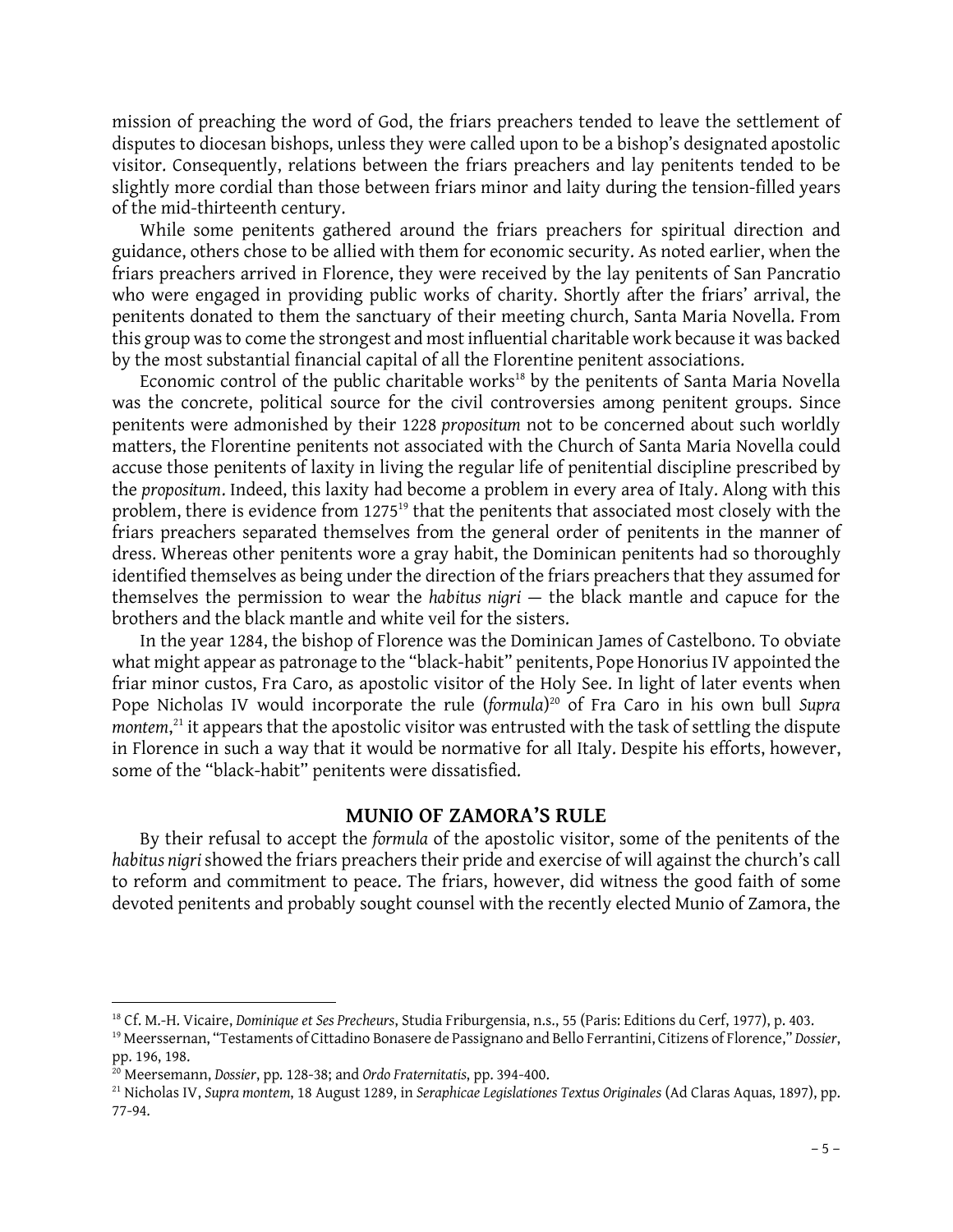mission of preaching the word of God, the friars preachers tended to leave the settlement of disputes to diocesan bishops, unless they were called upon to be a bishop's designated apostolic visitor. Consequently, relations between the friars preachers and lay penitents tended to be slightly more cordial than those between friars minor and laity during the tension-filled years of the mid-thirteenth century.

While some penitents gathered around the friars preachers for spiritual direction and guidance, others chose to be allied with them for economic security. As noted earlier, when the friars preachers arrived in Florence, they were received by the lay penitents of San Pancratio who were engaged in providing public works of charity. Shortly after the friars' arrival, the penitents donated to them the sanctuary of their meeting church, Santa Maria Novella. From this group was to come the strongest and most influential charitable work because it was backed by the most substantial financial capital of all the Florentine penitent associations.

Economic control of the public charitable works[18] by the penitents of Santa Maria Novella was the concrete, political source for the civil controversies among penitent groups. Since penitents were admonished by their 1228 *propositum* not to be concerned about such worldly matters, the Florentine penitents not associated with the Church of Santa Maria Novella could accuse those penitents of laxity in living the regular life of penitential discipline prescribed by the *propositum*. Indeed, this laxity had become a problem in every area of Italy. Along with this problem, there is evidence from 1275[19] that the penitents that associated most closely with the friars preachers separated themselves from the general order of penitents in the manner of dress. Whereas other penitents wore a gray habit, the Dominican penitents had so thoroughly identified themselves as being under the direction of the friars preachers that they assumed for themselves the permission to wear the *habitus nigri* — the black mantle and capuce for the brothers and the black mantle and white veil for the sisters.

In the year 1284, the bishop of Florence was the Dominican James of Castelbono. To obviate what might appear as patronage to the "black-habit" penitents, Pope Honorius IV appointed the friar minor custos, Fra Caro, as apostolic visitor of the Holy See. In light of later events when Pope Nicholas IV would incorporate the rule (*formula*)[20] of Fra Caro in his own bull *Supra montem*,[21] it appears that the apostolic visitor was entrusted with the task of settling the dispute in Florence in such a way that it would be normative for all Italy. Despite his efforts, however, some of the "black-habit" penitents were dissatisfied.

## MUNIO OF ZAMORA'S RULE

By their refusal to accept the *formula* of the apostolic visitor, some of the penitents of the *habitus nigri* showed the friars preachers their pride and exercise of will against the church's call to reform and commitment to peace. The friars, however, did witness the good faith of some devoted penitents and probably sought counsel with the recently elected Munio of Zamora, the

---

[18] Cf. M.-H. Vicaire, *Dominique et Ses Precheurs*, Studia Friburgensia, n.s., 55 (Paris: Editions du Cerf, 1977), p. 403.

[19] Meerssernan, "Testaments of Cittadino Bonasere de Passignano and Bello Ferrantini, Citizens of Florence," *Dossier*, pp. 196, 198.

[20] Meersemann, *Dossier*, pp. 128-38; and *Ordo Fraternitatis*, pp. 394-400.

[21] Nicholas IV, *Supra montem*, 18 August 1289, in *Seraphicae Legislationes Textus Originales* (Ad Claras Aquas, 1897), pp. 77-94.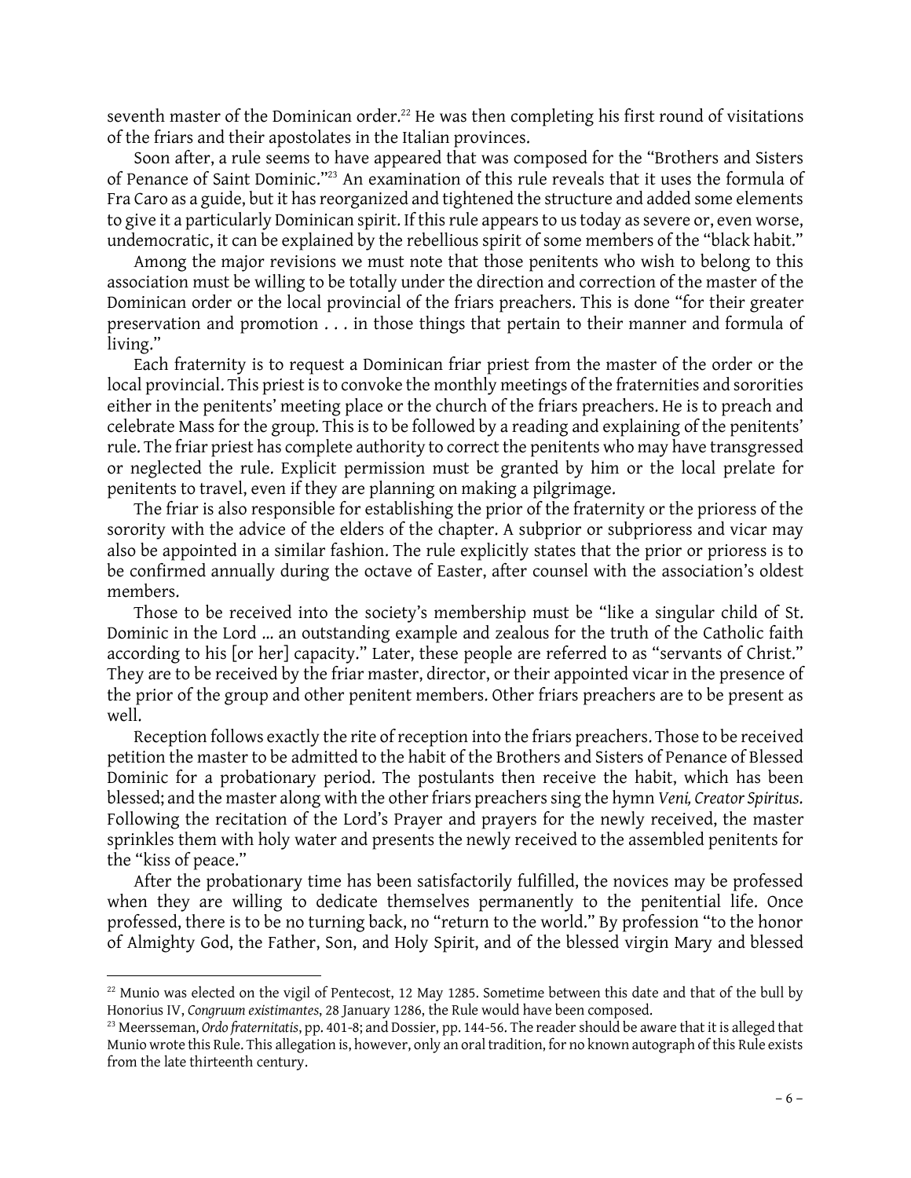seventh master of the Dominican order.[22] He was then completing his first round of visitations of the friars and their apostolates in the Italian provinces.

Soon after, a rule seems to have appeared that was composed for the "Brothers and Sisters of Penance of Saint Dominic."[23] An examination of this rule reveals that it uses the formula of Fra Caro as a guide, but it has reorganized and tightened the structure and added some elements to give it a particularly Dominican spirit. If this rule appears to us today as severe or, even worse, undemocratic, it can be explained by the rebellious spirit of some members of the "black habit."

Among the major revisions we must note that those penitents who wish to belong to this association must be willing to be totally under the direction and correction of the master of the Dominican order or the local provincial of the friars preachers. This is done "for their greater preservation and promotion . . . in those things that pertain to their manner and formula of living."

Each fraternity is to request a Dominican friar priest from the master of the order or the local provincial. This priest is to convoke the monthly meetings of the fraternities and sororities either in the penitents' meeting place or the church of the friars preachers. He is to preach and celebrate Mass for the group. This is to be followed by a reading and explaining of the penitents' rule. The friar priest has complete authority to correct the penitents who may have transgressed or neglected the rule. Explicit permission must be granted by him or the local prelate for penitents to travel, even if they are planning on making a pilgrimage.

The friar is also responsible for establishing the prior of the fraternity or the prioress of the sorority with the advice of the elders of the chapter. A subprior or subprioress and vicar may also be appointed in a similar fashion. The rule explicitly states that the prior or prioress is to be confirmed annually during the octave of Easter, after counsel with the association's oldest members.

Those to be received into the society's membership must be "like a singular child of St. Dominic in the Lord ... an outstanding example and zealous for the truth of the Catholic faith according to his [or her] capacity." Later, these people are referred to as "servants of Christ." They are to be received by the friar master, director, or their appointed vicar in the presence of the prior of the group and other penitent members. Other friars preachers are to be present as well.

Reception follows exactly the rite of reception into the friars preachers. Those to be received petition the master to be admitted to the habit of the Brothers and Sisters of Penance of Blessed Dominic for a probationary period. The postulants then receive the habit, which has been blessed; and the master along with the other friars preachers sing the hymn *Veni, Creator Spiritus*. Following the recitation of the Lord's Prayer and prayers for the newly received, the master sprinkles them with holy water and presents the newly received to the assembled penitents for the "kiss of peace."

After the probationary time has been satisfactorily fulfilled, the novices may be professed when they are willing to dedicate themselves permanently to the penitential life. Once professed, there is to be no turning back, no "return to the world." By profession "to the honor of Almighty God, the Father, Son, and Holy Spirit, and of the blessed virgin Mary and blessed

---

[22] Munio was elected on the vigil of Pentecost, 12 May 1285. Sometime between this date and that of the bull by Honorius IV, *Congruum existimantes*, 28 January 1286, the Rule would have been composed.

[23] Meersseman, *Ordo fraternitatis*, pp. 401-8; and Dossier, pp. 144-56. The reader should be aware that it is alleged that Munio wrote this Rule. This allegation is, however, only an oral tradition, for no known autograph of this Rule exists from the late thirteenth century.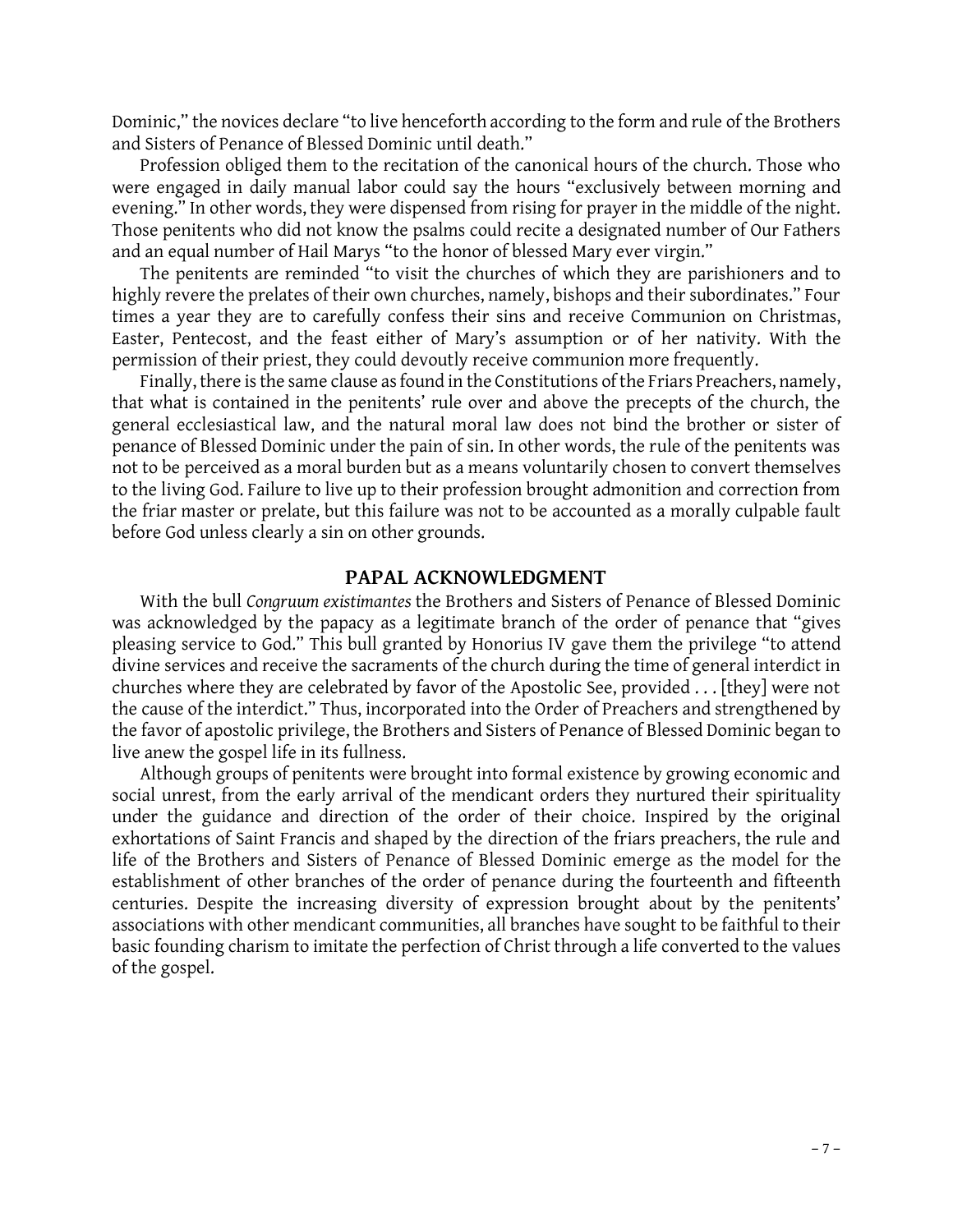Dominic," the novices declare "to live henceforth according to the form and rule of the Brothers and Sisters of Penance of Blessed Dominic until death."

Profession obliged them to the recitation of the canonical hours of the church. Those who were engaged in daily manual labor could say the hours "exclusively between morning and evening." In other words, they were dispensed from rising for prayer in the middle of the night. Those penitents who did not know the psalms could recite a designated number of Our Fathers and an equal number of Hail Marys "to the honor of blessed Mary ever virgin."

The penitents are reminded "to visit the churches of which they are parishioners and to highly revere the prelates of their own churches, namely, bishops and their subordinates." Four times a year they are to carefully confess their sins and receive Communion on Christmas, Easter, Pentecost, and the feast either of Mary's assumption or of her nativity. With the permission of their priest, they could devoutly receive communion more frequently.

Finally, there is the same clause as found in the Constitutions of the Friars Preachers, namely, that what is contained in the penitents' rule over and above the precepts of the church, the general ecclesiastical law, and the natural moral law does not bind the brother or sister of penance of Blessed Dominic under the pain of sin. In other words, the rule of the penitents was not to be perceived as a moral burden but as a means voluntarily chosen to convert themselves to the living God. Failure to live up to their profession brought admonition and correction from the friar master or prelate, but this failure was not to be accounted as a morally culpable fault before God unless clearly a sin on other grounds.

## PAPAL ACKNOWLEDGMENT

With the bull *Congruum existimantes* the Brothers and Sisters of Penance of Blessed Dominic was acknowledged by the papacy as a legitimate branch of the order of penance that "gives pleasing service to God." This bull granted by Honorius IV gave them the privilege "to attend divine services and receive the sacraments of the church during the time of general interdict in churches where they are celebrated by favor of the Apostolic See, provided . . . [they] were not the cause of the interdict." Thus, incorporated into the Order of Preachers and strengthened by the favor of apostolic privilege, the Brothers and Sisters of Penance of Blessed Dominic began to live anew the gospel life in its fullness.

Although groups of penitents were brought into formal existence by growing economic and social unrest, from the early arrival of the mendicant orders they nurtured their spirituality under the guidance and direction of the order of their choice. Inspired by the original exhortations of Saint Francis and shaped by the direction of the friars preachers, the rule and life of the Brothers and Sisters of Penance of Blessed Dominic emerge as the model for the establishment of other branches of the order of penance during the fourteenth and fifteenth centuries. Despite the increasing diversity of expression brought about by the penitents' associations with other mendicant communities, all branches have sought to be faithful to their basic founding charism to imitate the perfection of Christ through a life converted to the values of the gospel.